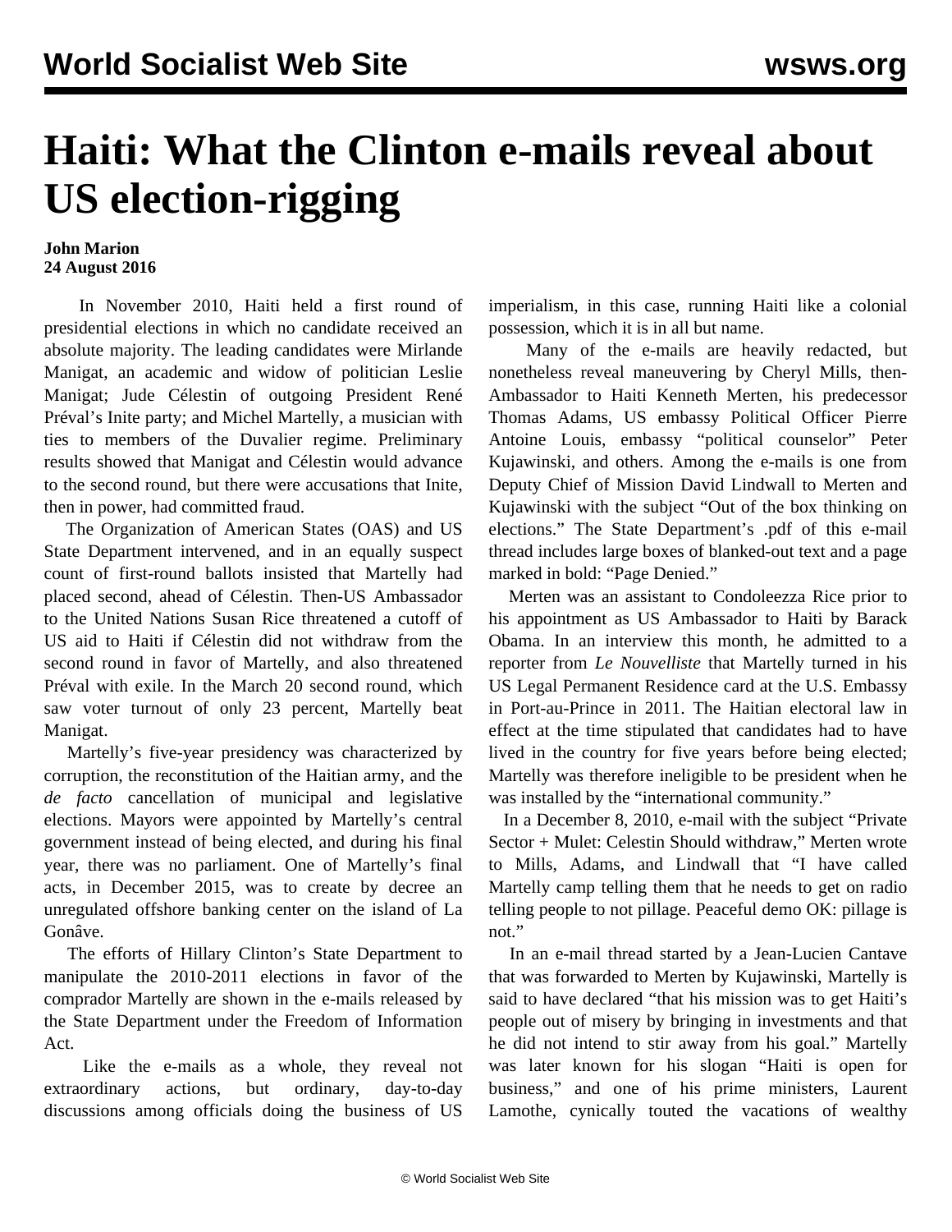# Haiti: What the Clinton e-mails reveal about US election-rigging

**John Marion**
**24 August 2016**

In November 2010, Haiti held a first round of presidential elections in which no candidate received an absolute majority. The leading candidates were Mirlande Manigat, an academic and widow of politician Leslie Manigat; Jude Célestin of outgoing President René Préval's Inite party; and Michel Martelly, a musician with ties to members of the Duvalier regime. Preliminary results showed that Manigat and Célestin would advance to the second round, but there were accusations that Inite, then in power, had committed fraud.

The Organization of American States (OAS) and US State Department intervened, and in an equally suspect count of first-round ballots insisted that Martelly had placed second, ahead of Célestin. Then-US Ambassador to the United Nations Susan Rice threatened a cutoff of US aid to Haiti if Célestin did not withdraw from the second round in favor of Martelly, and also threatened Préval with exile. In the March 20 second round, which saw voter turnout of only 23 percent, Martelly beat Manigat.

Martelly's five-year presidency was characterized by corruption, the reconstitution of the Haitian army, and the *de facto* cancellation of municipal and legislative elections. Mayors were appointed by Martelly's central government instead of being elected, and during his final year, there was no parliament. One of Martelly's final acts, in December 2015, was to create by decree an unregulated offshore banking center on the island of La Gonâve.

The efforts of Hillary Clinton's State Department to manipulate the 2010-2011 elections in favor of the comprador Martelly are shown in the e-mails released by the State Department under the Freedom of Information Act.

Like the e-mails as a whole, they reveal not extraordinary actions, but ordinary, day-to-day discussions among officials doing the business of US imperialism, in this case, running Haiti like a colonial possession, which it is in all but name.

Many of the e-mails are heavily redacted, but nonetheless reveal maneuvering by Cheryl Mills, then-Ambassador to Haiti Kenneth Merten, his predecessor Thomas Adams, US embassy Political Officer Pierre Antoine Louis, embassy "political counselor" Peter Kujawinski, and others. Among the e-mails is one from Deputy Chief of Mission David Lindwall to Merten and Kujawinski with the subject "Out of the box thinking on elections." The State Department's .pdf of this e-mail thread includes large boxes of blanked-out text and a page marked in bold: "Page Denied."

Merten was an assistant to Condoleezza Rice prior to his appointment as US Ambassador to Haiti by Barack Obama. In an interview this month, he admitted to a reporter from *Le Nouvelliste* that Martelly turned in his US Legal Permanent Residence card at the U.S. Embassy in Port-au-Prince in 2011. The Haitian electoral law in effect at the time stipulated that candidates had to have lived in the country for five years before being elected; Martelly was therefore ineligible to be president when he was installed by the "international community."

In a December 8, 2010, e-mail with the subject "Private Sector + Mulet: Celestin Should withdraw," Merten wrote to Mills, Adams, and Lindwall that "I have called Martelly camp telling them that he needs to get on radio telling people to not pillage. Peaceful demo OK: pillage is not."

In an e-mail thread started by a Jean-Lucien Cantave that was forwarded to Merten by Kujawinski, Martelly is said to have declared "that his mission was to get Haiti's people out of misery by bringing in investments and that he did not intend to stir away from his goal." Martelly was later known for his slogan "Haiti is open for business," and one of his prime ministers, Laurent Lamothe, cynically touted the vacations of wealthy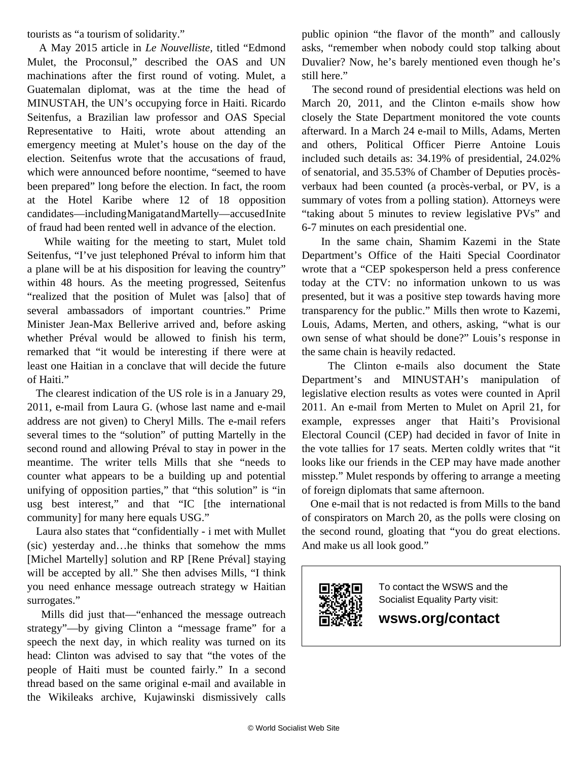tourists as "a tourism of solidarity."

A May 2015 article in *Le Nouvelliste*, titled "Edmond Mulet, the Proconsul," described the OAS and UN machinations after the first round of voting. Mulet, a Guatemalan diplomat, was at the time the head of MINUSTAH, the UN's occupying force in Haiti. Ricardo Seitenfus, a Brazilian law professor and OAS Special Representative to Haiti, wrote about attending an emergency meeting at Mulet's house on the day of the election. Seitenfus wrote that the accusations of fraud, which were announced before noontime, "seemed to have been prepared" long before the election. In fact, the room at the Hotel Karibe where 12 of 18 opposition candidates—including Manigat and Martelly—accused Inite of fraud had been rented well in advance of the election.

While waiting for the meeting to start, Mulet told Seitenfus, "I've just telephoned Préval to inform him that a plane will be at his disposition for leaving the country" within 48 hours. As the meeting progressed, Seitenfus "realized that the position of Mulet was [also] that of several ambassadors of important countries." Prime Minister Jean-Max Bellerive arrived and, before asking whether Préval would be allowed to finish his term, remarked that "it would be interesting if there were at least one Haitian in a conclave that will decide the future of Haiti."

The clearest indication of the US role is in a January 29, 2011, e-mail from Laura G. (whose last name and e-mail address are not given) to Cheryl Mills. The e-mail refers several times to the "solution" of putting Martelly in the second round and allowing Préval to stay in power in the meantime. The writer tells Mills that she "needs to counter what appears to be a building up and potential unifying of opposition parties," that "this solution" is "in usg best interest," and that "IC [the international community] for many here equals USG."

Laura also states that "confidentially - i met with Mullet (sic) yesterday and…he thinks that somehow the mms [Michel Martelly] solution and RP [Rene Préval] staying will be accepted by all." She then advises Mills, "I think you need enhance message outreach strategy w Haitian surrogates."

Mills did just that—"enhanced the message outreach strategy"—by giving Clinton a "message frame" for a speech the next day, in which reality was turned on its head: Clinton was advised to say that "the votes of the people of Haiti must be counted fairly." In a second thread based on the same original e-mail and available in the Wikileaks archive, Kujawinski dismissively calls public opinion "the flavor of the month" and callously asks, "remember when nobody could stop talking about Duvalier? Now, he's barely mentioned even though he's still here."

The second round of presidential elections was held on March 20, 2011, and the Clinton e-mails show how closely the State Department monitored the vote counts afterward. In a March 24 e-mail to Mills, Adams, Merten and others, Political Officer Pierre Antoine Louis included such details as: 34.19% of presidential, 24.02% of senatorial, and 35.53% of Chamber of Deputies procès-verbaux had been counted (a procès-verbal, or PV, is a summary of votes from a polling station). Attorneys were "taking about 5 minutes to review legislative PVs" and 6-7 minutes on each presidential one.

In the same chain, Shamim Kazemi in the State Department's Office of the Haiti Special Coordinator wrote that a "CEP spokesperson held a press conference today at the CTV: no information unkown to us was presented, but it was a positive step towards having more transparency for the public." Mills then wrote to Kazemi, Louis, Adams, Merten, and others, asking, "what is our own sense of what should be done?" Louis's response in the same chain is heavily redacted.

The Clinton e-mails also document the State Department's and MINUSTAH's manipulation of legislative election results as votes were counted in April 2011. An e-mail from Merten to Mulet on April 21, for example, expresses anger that Haiti's Provisional Electoral Council (CEP) had decided in favor of Inite in the vote tallies for 17 seats. Merten coldly writes that "it looks like our friends in the CEP may have made another misstep." Mulet responds by offering to arrange a meeting of foreign diplomats that same afternoon.

One e-mail that is not redacted is from Mills to the band of conspirators on March 20, as the polls were closing on the second round, gloating that "you do great elections. And make us all look good."

To contact the WSWS and the Socialist Equality Party visit:

**wsws.org/contact**